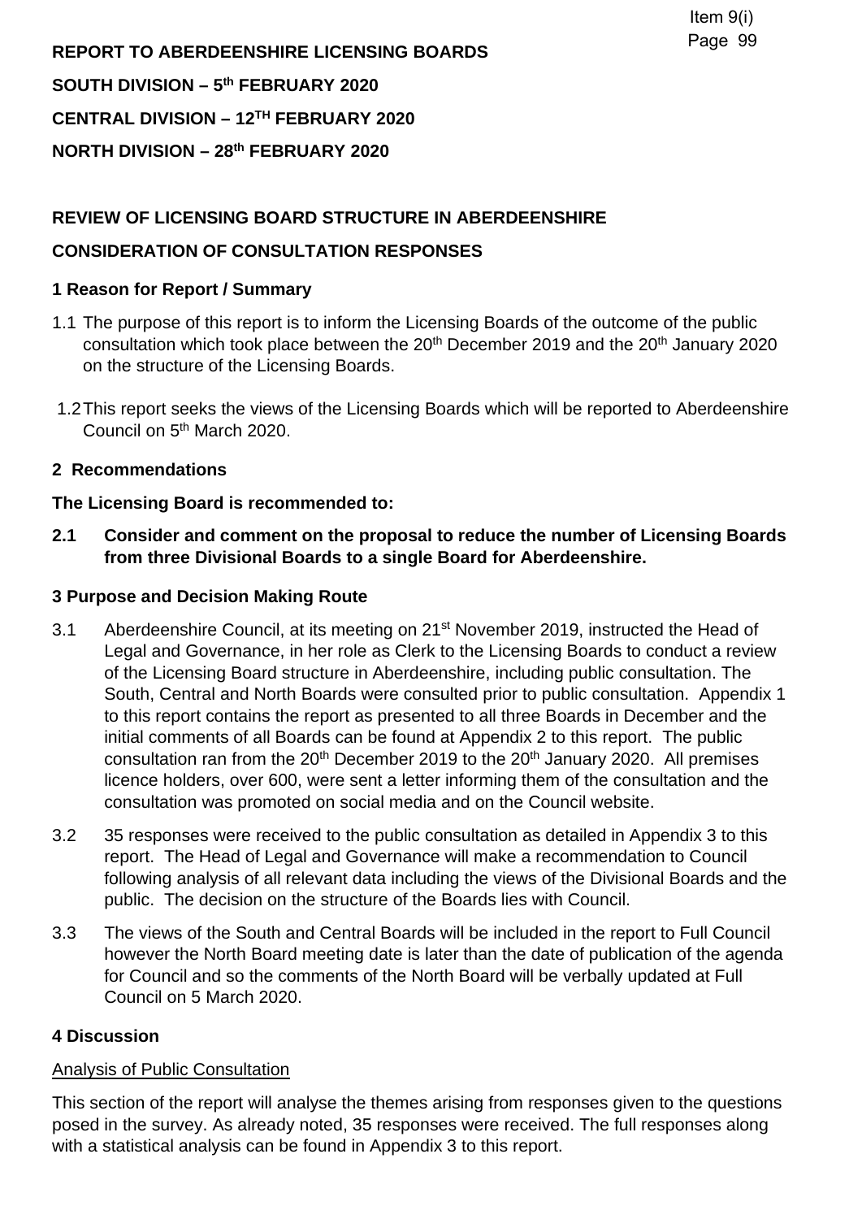**REPORT TO ABERDEENSHIRE LICENSING BOARDS**

**SOUTH DIVISION – 5th FEBRUARY 2020**

**CENTRAL DIVISION – 12TH FEBRUARY 2020**

**NORTH DIVISION – 28th FEBRUARY 2020**

**REVIEW OF LICENSING BOARD STRUCTURE IN ABERDEENSHIRE**

**CONSIDERATION OF CONSULTATION RESPONSES**

## 1 Reason for Report / Summary

1.1 The purpose of this report is to inform the Licensing Boards of the outcome of the public consultation which took place between the 20th December 2019 and the 20th January 2020 on the structure of the Licensing Boards.

1.2 This report seeks the views of the Licensing Boards which will be reported to Aberdeenshire Council on 5th March 2020.

## 2 Recommendations

**The Licensing Board is recommended to:**

**2.1 Consider and comment on the proposal to reduce the number of Licensing Boards from three Divisional Boards to a single Board for Aberdeenshire.**

## 3 Purpose and Decision Making Route

3.1 Aberdeenshire Council, at its meeting on 21st November 2019, instructed the Head of Legal and Governance, in her role as Clerk to the Licensing Boards to conduct a review of the Licensing Board structure in Aberdeenshire, including public consultation. The South, Central and North Boards were consulted prior to public consultation. Appendix 1 to this report contains the report as presented to all three Boards in December and the initial comments of all Boards can be found at Appendix 2 to this report. The public consultation ran from the 20th December 2019 to the 20th January 2020. All premises licence holders, over 600, were sent a letter informing them of the consultation and the consultation was promoted on social media and on the Council website.

3.2 35 responses were received to the public consultation as detailed in Appendix 3 to this report. The Head of Legal and Governance will make a recommendation to Council following analysis of all relevant data including the views of the Divisional Boards and the public. The decision on the structure of the Boards lies with Council.

3.3 The views of the South and Central Boards will be included in the report to Full Council however the North Board meeting date is later than the date of publication of the agenda for Council and so the comments of the North Board will be verbally updated at Full Council on 5 March 2020.

## 4 Discussion

Analysis of Public Consultation

This section of the report will analyse the themes arising from responses given to the questions posed in the survey. As already noted, 35 responses were received. The full responses along with a statistical analysis can be found in Appendix 3 to this report.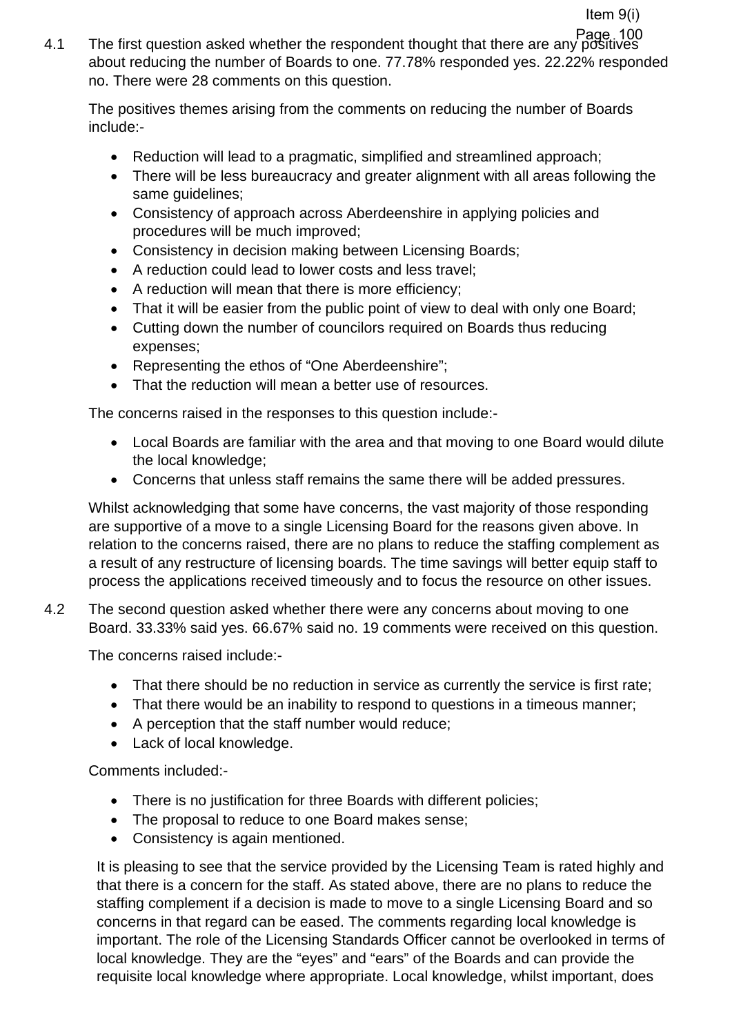4.1 The first question asked whether the respondent thought that there are any positives about reducing the number of Boards to one. 77.78% responded yes. 22.22% responded no. There were 28 comments on this question.

The positives themes arising from the comments on reducing the number of Boards include:-

- Reduction will lead to a pragmatic, simplified and streamlined approach;
- There will be less bureaucracy and greater alignment with all areas following the same guidelines;
- Consistency of approach across Aberdeenshire in applying policies and procedures will be much improved;
- Consistency in decision making between Licensing Boards;
- A reduction could lead to lower costs and less travel;
- A reduction will mean that there is more efficiency;
- That it will be easier from the public point of view to deal with only one Board;
- Cutting down the number of councilors required on Boards thus reducing expenses;
- Representing the ethos of "One Aberdeenshire";
- That the reduction will mean a better use of resources.

The concerns raised in the responses to this question include:-

- Local Boards are familiar with the area and that moving to one Board would dilute the local knowledge;
- Concerns that unless staff remains the same there will be added pressures.

Whilst acknowledging that some have concerns, the vast majority of those responding are supportive of a move to a single Licensing Board for the reasons given above. In relation to the concerns raised, there are no plans to reduce the staffing complement as a result of any restructure of licensing boards. The time savings will better equip staff to process the applications received timeously and to focus the resource on other issues.

4.2 The second question asked whether there were any concerns about moving to one Board. 33.33% said yes. 66.67% said no. 19 comments were received on this question.

The concerns raised include:-

- That there should be no reduction in service as currently the service is first rate;
- That there would be an inability to respond to questions in a timeous manner;
- A perception that the staff number would reduce;
- Lack of local knowledge.

Comments included:-

- There is no justification for three Boards with different policies;
- The proposal to reduce to one Board makes sense;
- Consistency is again mentioned.

It is pleasing to see that the service provided by the Licensing Team is rated highly and that there is a concern for the staff. As stated above, there are no plans to reduce the staffing complement if a decision is made to move to a single Licensing Board and so concerns in that regard can be eased. The comments regarding local knowledge is important. The role of the Licensing Standards Officer cannot be overlooked in terms of local knowledge. They are the "eyes" and "ears" of the Boards and can provide the requisite local knowledge where appropriate. Local knowledge, whilst important, does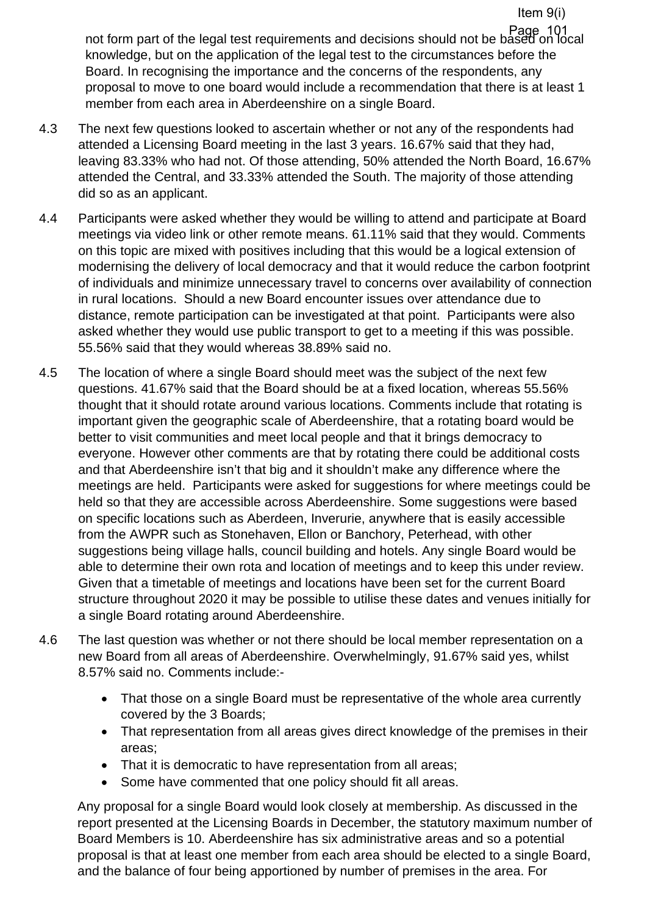not form part of the legal test requirements and decisions should not be based on local knowledge, but on the application of the legal test to the circumstances before the Board. In recognising the importance and the concerns of the respondents, any proposal to move to one board would include a recommendation that there is at least 1 member from each area in Aberdeenshire on a single Board.

4.3 The next few questions looked to ascertain whether or not any of the respondents had attended a Licensing Board meeting in the last 3 years. 16.67% said that they had, leaving 83.33% who had not. Of those attending, 50% attended the North Board, 16.67% attended the Central, and 33.33% attended the South. The majority of those attending did so as an applicant.

4.4 Participants were asked whether they would be willing to attend and participate at Board meetings via video link or other remote means. 61.11% said that they would. Comments on this topic are mixed with positives including that this would be a logical extension of modernising the delivery of local democracy and that it would reduce the carbon footprint of individuals and minimize unnecessary travel to concerns over availability of connection in rural locations. Should a new Board encounter issues over attendance due to distance, remote participation can be investigated at that point. Participants were also asked whether they would use public transport to get to a meeting if this was possible. 55.56% said that they would whereas 38.89% said no.

4.5 The location of where a single Board should meet was the subject of the next few questions. 41.67% said that the Board should be at a fixed location, whereas 55.56% thought that it should rotate around various locations. Comments include that rotating is important given the geographic scale of Aberdeenshire, that a rotating board would be better to visit communities and meet local people and that it brings democracy to everyone. However other comments are that by rotating there could be additional costs and that Aberdeenshire isn't that big and it shouldn't make any difference where the meetings are held. Participants were asked for suggestions for where meetings could be held so that they are accessible across Aberdeenshire. Some suggestions were based on specific locations such as Aberdeen, Inverurie, anywhere that is easily accessible from the AWPR such as Stonehaven, Ellon or Banchory, Peterhead, with other suggestions being village halls, council building and hotels. Any single Board would be able to determine their own rota and location of meetings and to keep this under review. Given that a timetable of meetings and locations have been set for the current Board structure throughout 2020 it may be possible to utilise these dates and venues initially for a single Board rotating around Aberdeenshire.

4.6 The last question was whether or not there should be local member representation on a new Board from all areas of Aberdeenshire. Overwhelmingly, 91.67% said yes, whilst 8.57% said no. Comments include:-

- That those on a single Board must be representative of the whole area currently covered by the 3 Boards;
- That representation from all areas gives direct knowledge of the premises in their areas;
- That it is democratic to have representation from all areas;
- Some have commented that one policy should fit all areas.

Any proposal for a single Board would look closely at membership. As discussed in the report presented at the Licensing Boards in December, the statutory maximum number of Board Members is 10. Aberdeenshire has six administrative areas and so a potential proposal is that at least one member from each area should be elected to a single Board, and the balance of four being apportioned by number of premises in the area. For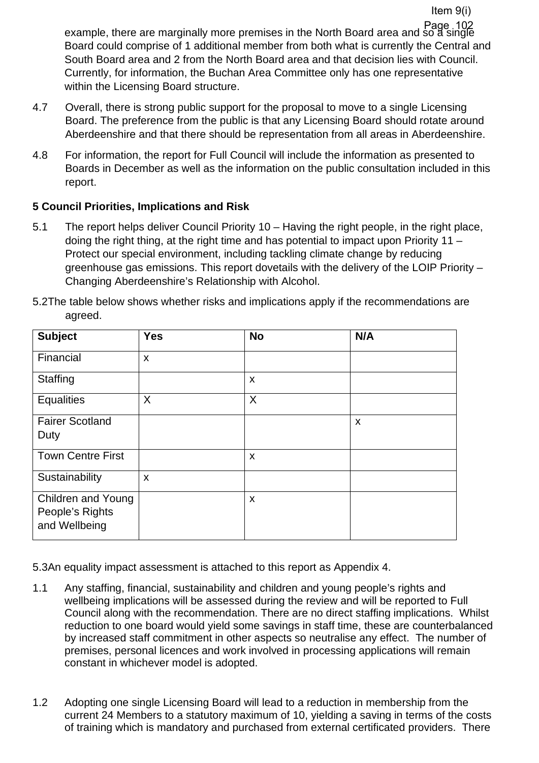example, there are marginally more premises in the North Board area and so a single Board could comprise of 1 additional member from both what is currently the Central and South Board area and 2 from the North Board area and that decision lies with Council. Currently, for information, the Buchan Area Committee only has one representative within the Licensing Board structure.

4.7 Overall, there is strong public support for the proposal to move to a single Licensing Board. The preference from the public is that any Licensing Board should rotate around Aberdeenshire and that there should be representation from all areas in Aberdeenshire.

4.8 For information, the report for Full Council will include the information as presented to Boards in December as well as the information on the public consultation included in this report.

**5 Council Priorities, Implications and Risk**

5.1 The report helps deliver Council Priority 10 – Having the right people, in the right place, doing the right thing, at the right time and has potential to impact upon Priority 11 – Protect our special environment, including tackling climate change by reducing greenhouse gas emissions. This report dovetails with the delivery of the LOIP Priority – Changing Aberdeenshire's Relationship with Alcohol.

5.2 The table below shows whether risks and implications apply if the recommendations are agreed.

| Subject | Yes | No | N/A |
|---|---|---|---|
| Financial | x | | |
| Staffing | | x | |
| Equalities | X | X | |
| Fairer Scotland Duty | | | x |
| Town Centre First | | x | |
| Sustainability | x | | |
| Children and Young People's Rights and Wellbeing | | x | |

5.3 An equality impact assessment is attached to this report as Appendix 4.

1.1 Any staffing, financial, sustainability and children and young people's rights and wellbeing implications will be assessed during the review and will be reported to Full Council along with the recommendation. There are no direct staffing implications. Whilst reduction to one board would yield some savings in staff time, these are counterbalanced by increased staff commitment in other aspects so neutralise any effect. The number of premises, personal licences and work involved in processing applications will remain constant in whichever model is adopted.

1.2 Adopting one single Licensing Board will lead to a reduction in membership from the current 24 Members to a statutory maximum of 10, yielding a saving in terms of the costs of training which is mandatory and purchased from external certificated providers. There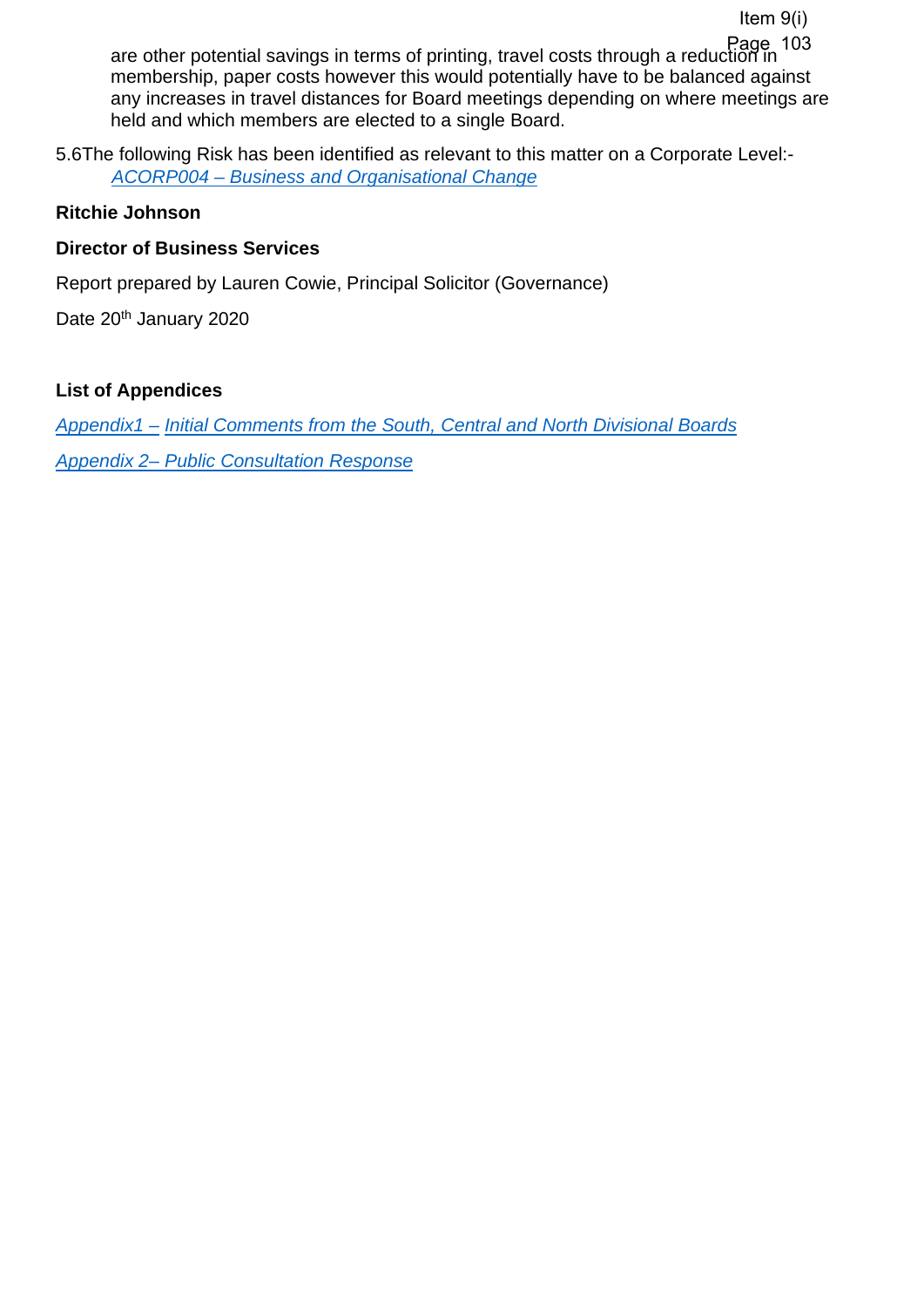are other potential savings in terms of printing, travel costs through a reduction in membership, paper costs however this would potentially have to be balanced against any increases in travel distances for Board meetings depending on where meetings are held and which members are elected to a single Board.

5.6 The following Risk has been identified as relevant to this matter on a Corporate Level:-
*ACORP004 – Business and Organisational Change*

**Ritchie Johnson**

**Director of Business Services**

Report prepared by Lauren Cowie, Principal Solicitor (Governance)

Date 20th January 2020

**List of Appendices**

*Appendix1 – Initial Comments from the South, Central and North Divisional Boards*

*Appendix 2– Public Consultation Response*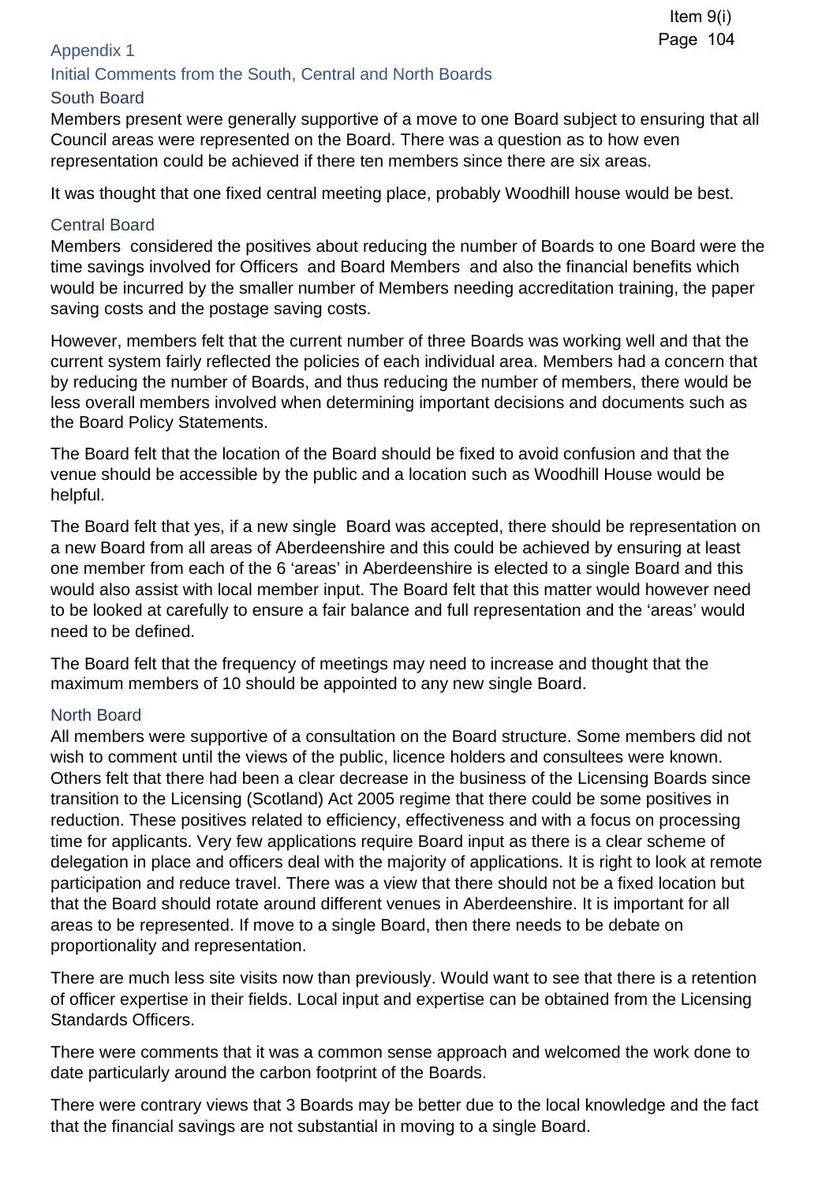## Appendix 1

## Initial Comments from the South, Central and North Boards

### South Board

Members present were generally supportive of a move to one Board subject to ensuring that all Council areas were represented on the Board. There was a question as to how even representation could be achieved if there ten members since there are six areas.

It was thought that one fixed central meeting place, probably Woodhill house would be best.

### Central Board

Members considered the positives about reducing the number of Boards to one Board were the time savings involved for Officers and Board Members and also the financial benefits which would be incurred by the smaller number of Members needing accreditation training, the paper saving costs and the postage saving costs.

However, members felt that the current number of three Boards was working well and that the current system fairly reflected the policies of each individual area. Members had a concern that by reducing the number of Boards, and thus reducing the number of members, there would be less overall members involved when determining important decisions and documents such as the Board Policy Statements.

The Board felt that the location of the Board should be fixed to avoid confusion and that the venue should be accessible by the public and a location such as Woodhill House would be helpful.

The Board felt that yes, if a new single Board was accepted, there should be representation on a new Board from all areas of Aberdeenshire and this could be achieved by ensuring at least one member from each of the 6 'areas' in Aberdeenshire is elected to a single Board and this would also assist with local member input. The Board felt that this matter would however need to be looked at carefully to ensure a fair balance and full representation and the 'areas' would need to be defined.

The Board felt that the frequency of meetings may need to increase and thought that the maximum members of 10 should be appointed to any new single Board.

### North Board

All members were supportive of a consultation on the Board structure. Some members did not wish to comment until the views of the public, licence holders and consultees were known. Others felt that there had been a clear decrease in the business of the Licensing Boards since transition to the Licensing (Scotland) Act 2005 regime that there could be some positives in reduction. These positives related to efficiency, effectiveness and with a focus on processing time for applicants. Very few applications require Board input as there is a clear scheme of delegation in place and officers deal with the majority of applications. It is right to look at remote participation and reduce travel. There was a view that there should not be a fixed location but that the Board should rotate around different venues in Aberdeenshire. It is important for all areas to be represented. If move to a single Board, then there needs to be debate on proportionality and representation.

There are much less site visits now than previously. Would want to see that there is a retention of officer expertise in their fields. Local input and expertise can be obtained from the Licensing Standards Officers.

There were comments that it was a common sense approach and welcomed the work done to date particularly around the carbon footprint of the Boards.

There were contrary views that 3 Boards may be better due to the local knowledge and the fact that the financial savings are not substantial in moving to a single Board.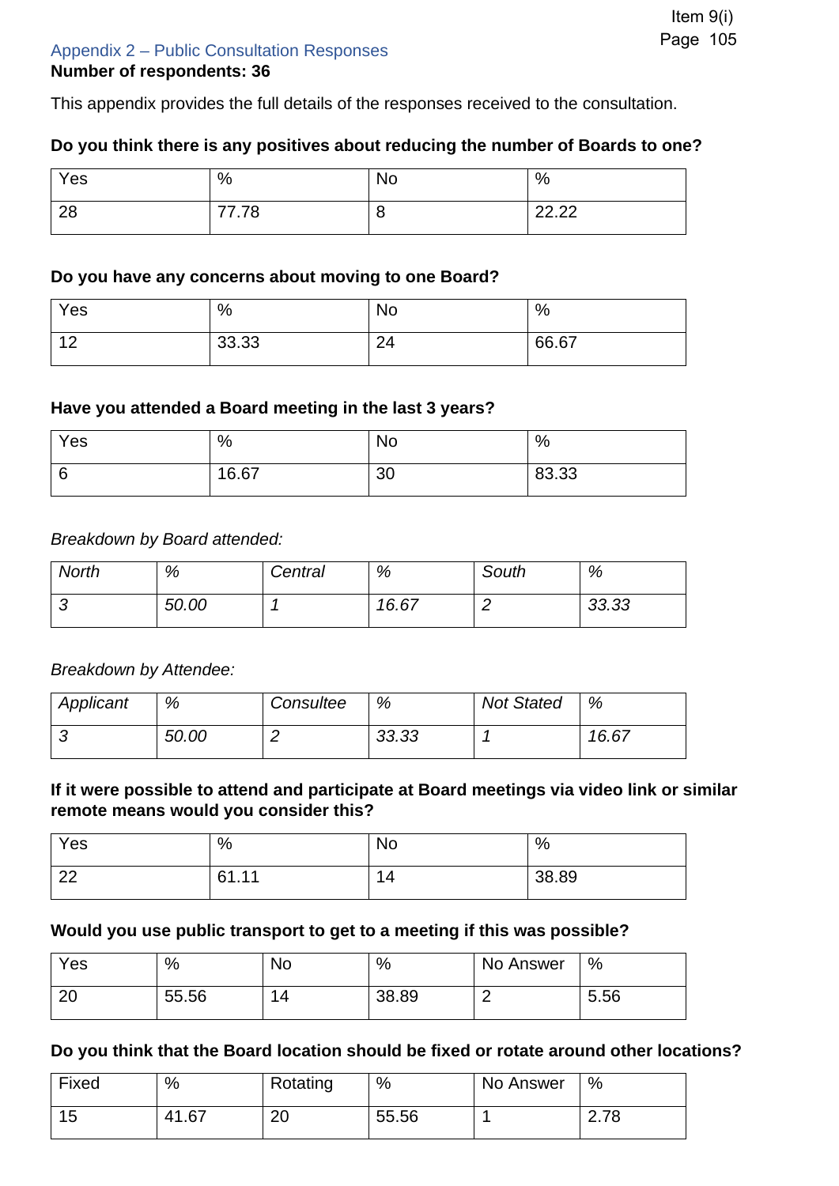Appendix 2 – Public Consultation Responses

**Number of respondents: 36**

This appendix provides the full details of the responses received to the consultation.

**Do you think there is any positives about reducing the number of Boards to one?**

| Yes | % | No | % |
|---|---|---|---|
| 28 | 77.78 | 8 | 22.22 |

**Do you have any concerns about moving to one Board?**

| Yes | % | No | % |
|---|---|---|---|
| 12 | 33.33 | 24 | 66.67 |

**Have you attended a Board meeting in the last 3 years?**

| Yes | % | No | % |
|---|---|---|---|
| 6 | 16.67 | 30 | 83.33 |

*Breakdown by Board attended:*

| *North* | *%* | *Central* | *%* | *South* | *%* |
|---|---|---|---|---|---|
| *3* | *50.00* | *1* | *16.67* | *2* | *33.33* |

*Breakdown by Attendee:*

| *Applicant* | *%* | *Consultee* | *%* | *Not Stated* | *%* |
|---|---|---|---|---|---|
| *3* | *50.00* | *2* | *33.33* | *1* | *16.67* |

**If it were possible to attend and participate at Board meetings via video link or similar remote means would you consider this?**

| Yes | % | No | % |
|---|---|---|---|
| 22 | 61.11 | 14 | 38.89 |

**Would you use public transport to get to a meeting if this was possible?**

| Yes | % | No | % | No Answer | % |
|---|---|---|---|---|---|
| 20 | 55.56 | 14 | 38.89 | 2 | 5.56 |

**Do you think that the Board location should be fixed or rotate around other locations?**

| Fixed | % | Rotating | % | No Answer | % |
|---|---|---|---|---|---|
| 15 | 41.67 | 20 | 55.56 | 1 | 2.78 |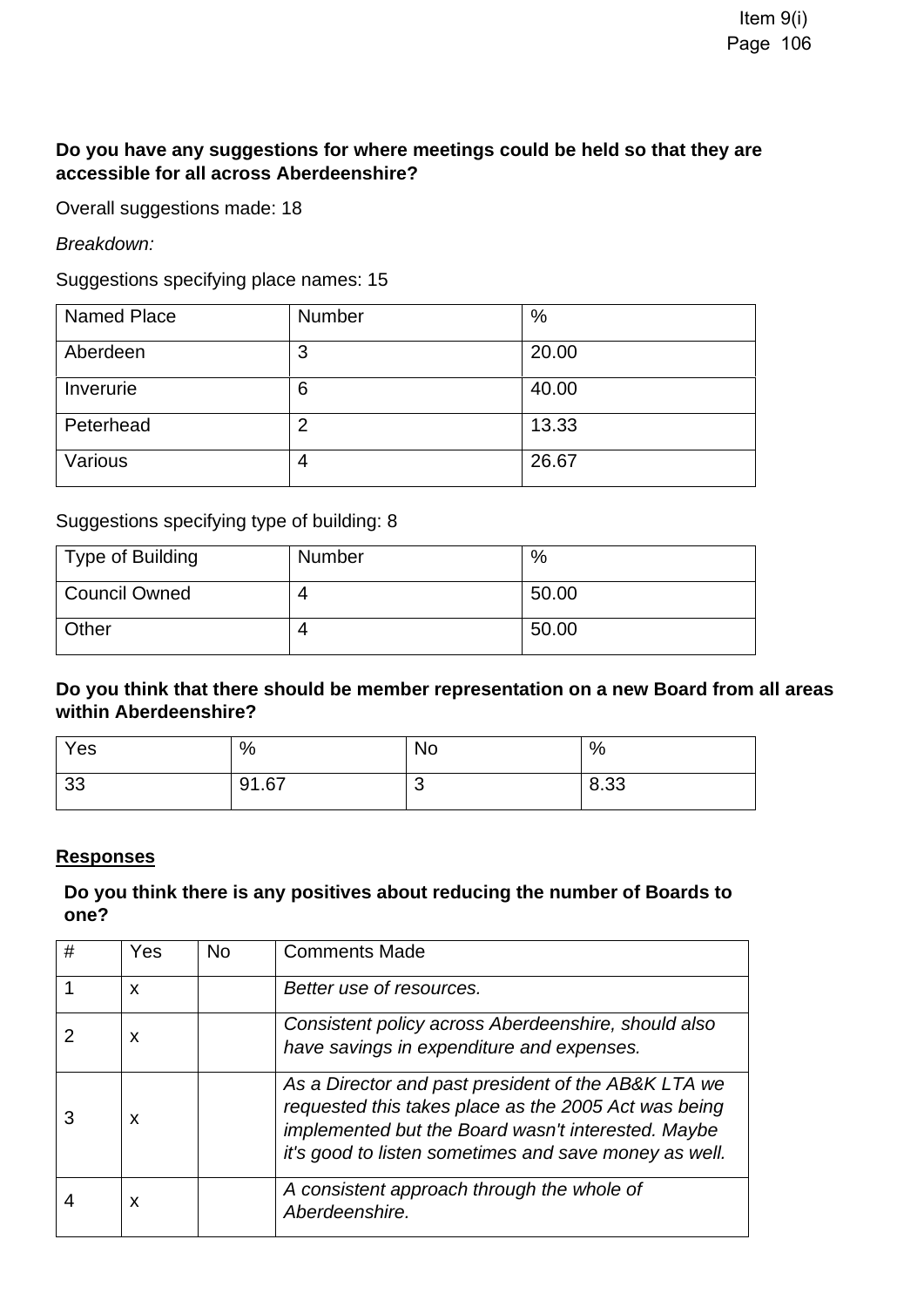**Do you have any suggestions for where meetings could be held so that they are accessible for all across Aberdeenshire?**

Overall suggestions made: 18

*Breakdown:*

Suggestions specifying place names: 15

| Named Place | Number | % |
|---|---|---|
| Aberdeen | 3 | 20.00 |
| Inverurie | 6 | 40.00 |
| Peterhead | 2 | 13.33 |
| Various | 4 | 26.67 |

Suggestions specifying type of building: 8

| Type of Building | Number | % |
|---|---|---|
| Council Owned | 4 | 50.00 |
| Other | 4 | 50.00 |

**Do you think that there should be member representation on a new Board from all areas within Aberdeenshire?**

| Yes | % | No | % |
|---|---|---|---|
| 33 | 91.67 | 3 | 8.33 |

**<u>Responses</u>**

**Do you think there is any positives about reducing the number of Boards to one?**

| # | Yes | No | Comments Made |
|---|---|---|---|
| 1 | x | | *Better use of resources.* |
| 2 | x | | *Consistent policy across Aberdeenshire, should also have savings in expenditure and expenses.* |
| 3 | x | | *As a Director and past president of the AB&K LTA we requested this takes place as the 2005 Act was being implemented but the Board wasn't interested. Maybe it's good to listen sometimes and save money as well.* |
| 4 | x | | *A consistent approach through the whole of Aberdeenshire.* |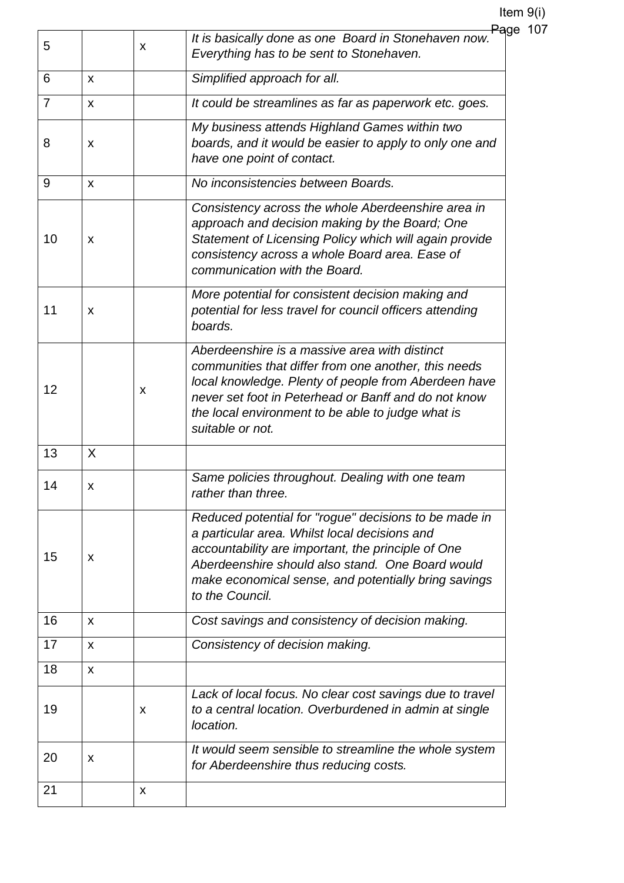| | | | |
|---|---|---|---|
| 5 | | x | *It is basically done as one Board in Stonehaven now. Everything has to be sent to Stonehaven.* |
| 6 | x | | *Simplified approach for all.* |
| 7 | x | | *It could be streamlines as far as paperwork etc. goes.* |
| 8 | x | | *My business attends Highland Games within two boards, and it would be easier to apply to only one and have one point of contact.* |
| 9 | x | | *No inconsistencies between Boards.* |
| 10 | x | | *Consistency across the whole Aberdeenshire area in approach and decision making by the Board; One Statement of Licensing Policy which will again provide consistency across a whole Board area. Ease of communication with the Board.* |
| 11 | x | | *More potential for consistent decision making and potential for less travel for council officers attending boards.* |
| 12 | | x | *Aberdeenshire is a massive area with distinct communities that differ from one another, this needs local knowledge. Plenty of people from Aberdeen have never set foot in Peterhead or Banff and do not know the local environment to be able to judge what is suitable or not.* |
| 13 | X | | |
| 14 | x | | *Same policies throughout. Dealing with one team rather than three.* |
| 15 | x | | *Reduced potential for "rogue" decisions to be made in a particular area. Whilst local decisions and accountability are important, the principle of One Aberdeenshire should also stand. One Board would make economical sense, and potentially bring savings to the Council.* |
| 16 | x | | *Cost savings and consistency of decision making.* |
| 17 | x | | *Consistency of decision making.* |
| 18 | x | | |
| 19 | | x | *Lack of local focus. No clear cost savings due to travel to a central location. Overburdened in admin at single location.* |
| 20 | x | | *It would seem sensible to streamline the whole system for Aberdeenshire thus reducing costs.* |
| 21 | | x | |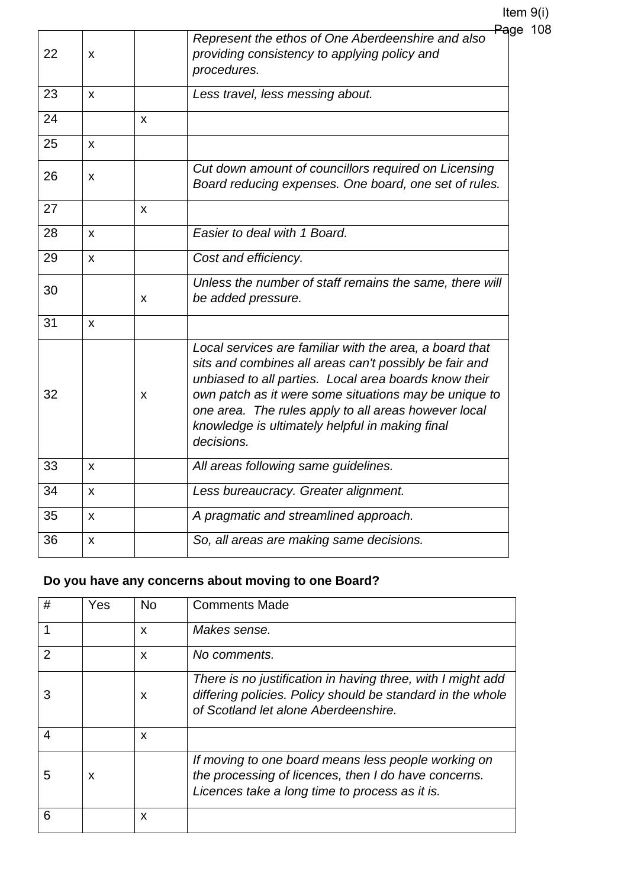| | | | |
|---|---|---|---|
| 22 | x | | *Represent the ethos of One Aberdeenshire and also providing consistency to applying policy and procedures.* |
| 23 | x | | *Less travel, less messing about.* |
| 24 | | x | |
| 25 | x | | |
| 26 | x | | *Cut down amount of councillors required on Licensing Board reducing expenses. One board, one set of rules.* |
| 27 | | x | |
| 28 | x | | *Easier to deal with 1 Board.* |
| 29 | x | | *Cost and efficiency.* |
| 30 | | x | *Unless the number of staff remains the same, there will be added pressure.* |
| 31 | x | | |
| 32 | | x | *Local services are familiar with the area, a board that sits and combines all areas can't possibly be fair and unbiased to all parties. Local area boards know their own patch as it were some situations may be unique to one area. The rules apply to all areas however local knowledge is ultimately helpful in making final decisions.* |
| 33 | x | | *All areas following same guidelines.* |
| 34 | x | | *Less bureaucracy. Greater alignment.* |
| 35 | x | | *A pragmatic and streamlined approach.* |
| 36 | x | | *So, all areas are making same decisions.* |

**Do you have any concerns about moving to one Board?**

| # | Yes | No | Comments Made |
|---|---|---|---|
| 1 | | x | *Makes sense.* |
| 2 | | x | *No comments.* |
| 3 | | x | *There is no justification in having three, with I might add differing policies. Policy should be standard in the whole of Scotland let alone Aberdeenshire.* |
| 4 | | x | |
| 5 | x | | *If moving to one board means less people working on the processing of licences, then I do have concerns. Licences take a long time to process as it is.* |
| 6 | | x | |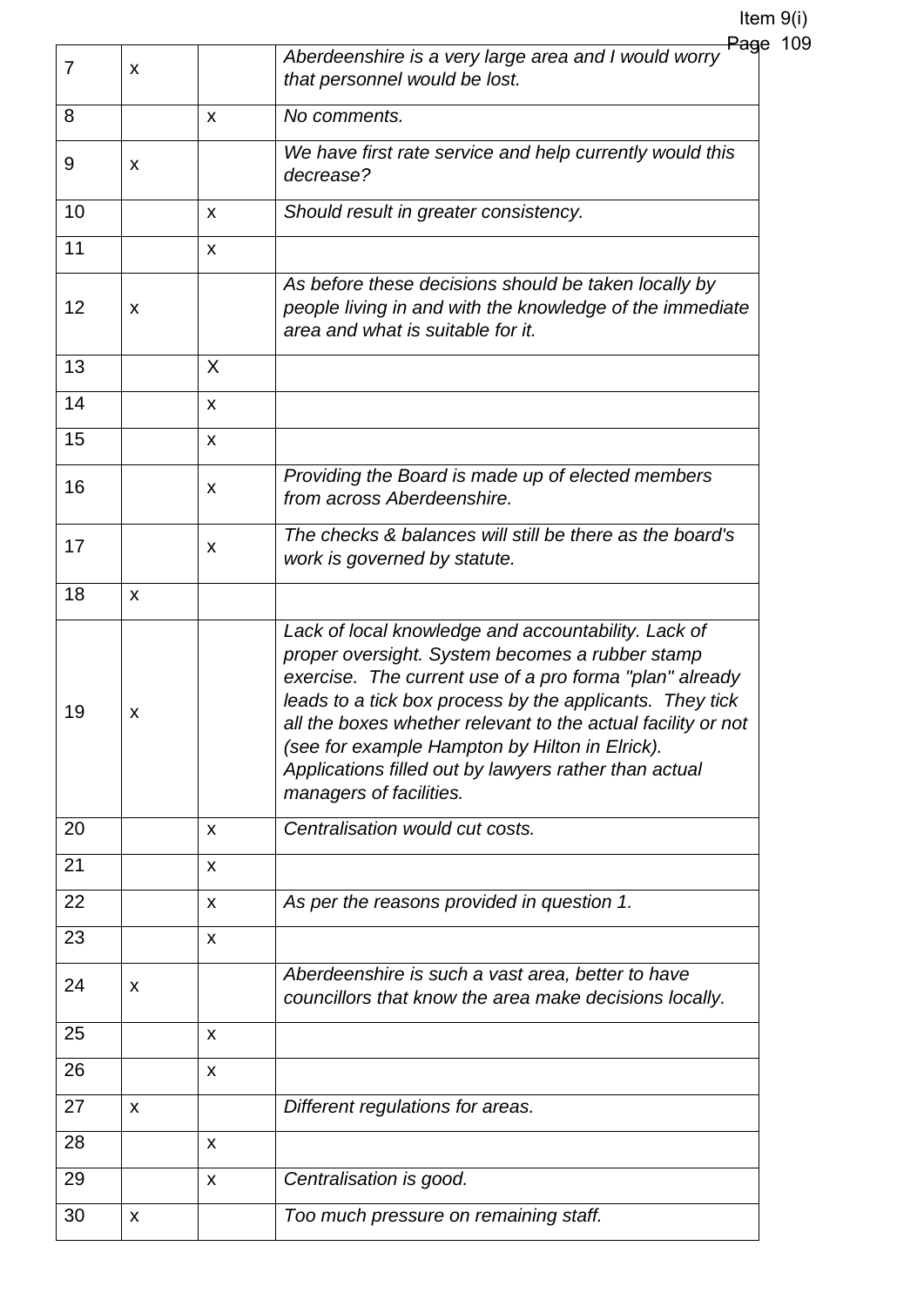| | | | |
|---|---|---|---|
| 7 | x | | *Aberdeenshire is a very large area and I would worry that personnel would be lost.* |
| 8 | | x | *No comments.* |
| 9 | x | | *We have first rate service and help currently would this decrease?* |
| 10 | | x | *Should result in greater consistency.* |
| 11 | | x | |
| 12 | x | | *As before these decisions should be taken locally by people living in and with the knowledge of the immediate area and what is suitable for it.* |
| 13 | | X | |
| 14 | | x | |
| 15 | | x | |
| 16 | | x | *Providing the Board is made up of elected members from across Aberdeenshire.* |
| 17 | | x | *The checks & balances will still be there as the board's work is governed by statute.* |
| 18 | x | | |
| 19 | x | | *Lack of local knowledge and accountability. Lack of proper oversight. System becomes a rubber stamp exercise. The current use of a pro forma "plan" already leads to a tick box process by the applicants. They tick all the boxes whether relevant to the actual facility or not (see for example Hampton by Hilton in Elrick). Applications filled out by lawyers rather than actual managers of facilities.* |
| 20 | | x | *Centralisation would cut costs.* |
| 21 | | x | |
| 22 | | x | *As per the reasons provided in question 1.* |
| 23 | | x | |
| 24 | x | | *Aberdeenshire is such a vast area, better to have councillors that know the area make decisions locally.* |
| 25 | | x | |
| 26 | | x | |
| 27 | x | | *Different regulations for areas.* |
| 28 | | x | |
| 29 | | x | *Centralisation is good.* |
| 30 | x | | *Too much pressure on remaining staff.* |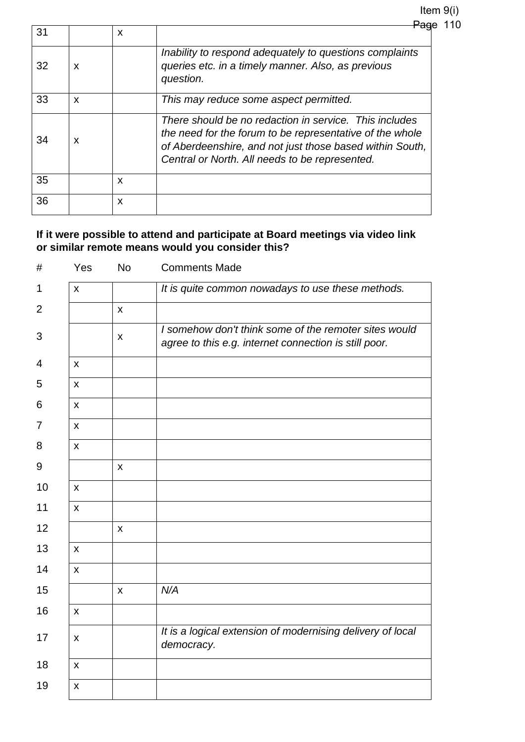| | | | |
|---|---|---|---|
| 31 | | x | |
| 32 | x | | *Inability to respond adequately to questions complaints queries etc. in a timely manner. Also, as previous question.* |
| 33 | x | | *This may reduce some aspect permitted.* |
| 34 | x | | *There should be no redaction in service.  This includes the need for the forum to be representative of the whole of Aberdeenshire, and not just those based within South, Central or North. All needs to be represented.* |
| 35 | | x | |
| 36 | | x | |

**If it were possible to attend and participate at Board meetings via video link or similar remote means would you consider this?**

| # | Yes | No | Comments Made |
|---|---|---|---|
| 1 | x | | *It is quite common nowadays to use these methods.* |
| 2 | | x | |
| 3 | | x | *I somehow don't think some of the remoter sites would agree to this e.g. internet connection is still poor.* |
| 4 | x | | |
| 5 | x | | |
| 6 | x | | |
| 7 | x | | |
| 8 | x | | |
| 9 | | x | |
| 10 | x | | |
| 11 | x | | |
| 12 | | x | |
| 13 | x | | |
| 14 | x | | |
| 15 | | x | *N/A* |
| 16 | x | | |
| 17 | x | | *It is a logical extension of modernising delivery of local democracy.* |
| 18 | x | | |
| 19 | x | | |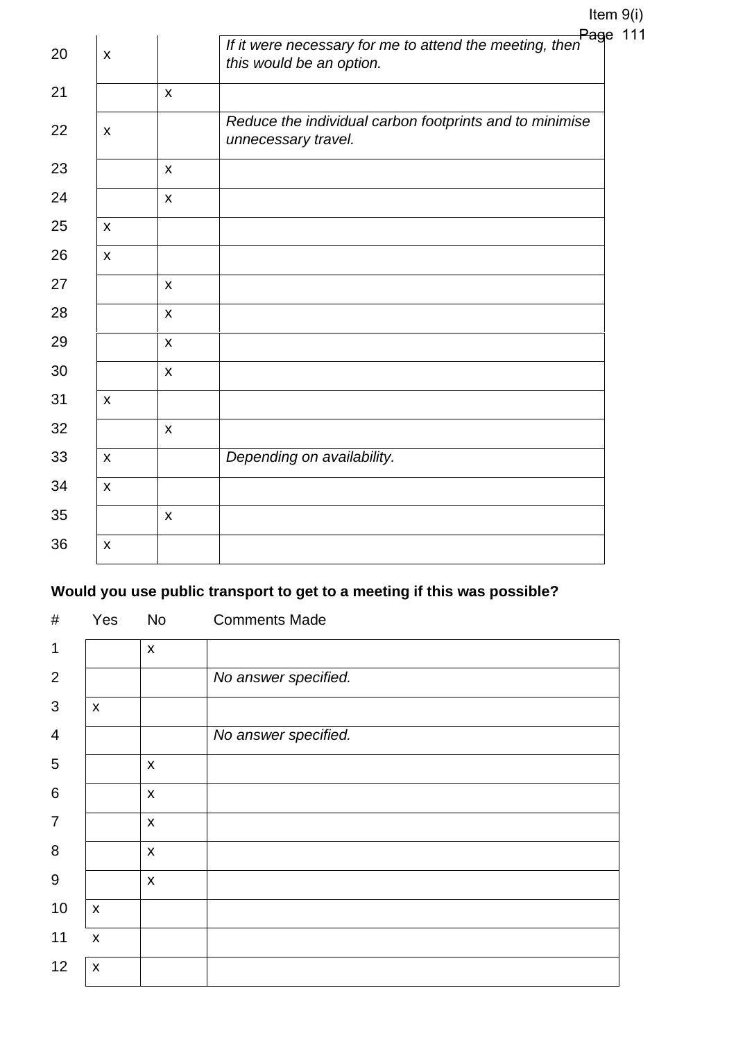| # | Yes | No | Comments Made |
|---|---|---|---|
| 20 | x | | *If it were necessary for me to attend the meeting, then this would be an option.* |
| 21 | | x | |
| 22 | x | | *Reduce the individual carbon footprints and to minimise unnecessary travel.* |
| 23 | | x | |
| 24 | | x | |
| 25 | x | | |
| 26 | x | | |
| 27 | | x | |
| 28 | | x | |
| 29 | | x | |
| 30 | | x | |
| 31 | x | | |
| 32 | | x | |
| 33 | x | | *Depending on availability.* |
| 34 | x | | |
| 35 | | x | |
| 36 | x | | |

**Would you use public transport to get to a meeting if this was possible?**

| # | Yes | No | Comments Made |
|---|---|---|---|
| 1 | | x | |
| 2 | | | *No answer specified.* |
| 3 | x | | |
| 4 | | | *No answer specified.* |
| 5 | | x | |
| 6 | | x | |
| 7 | | x | |
| 8 | | x | |
| 9 | | x | |
| 10 | x | | |
| 11 | x | | |
| 12 | x | | |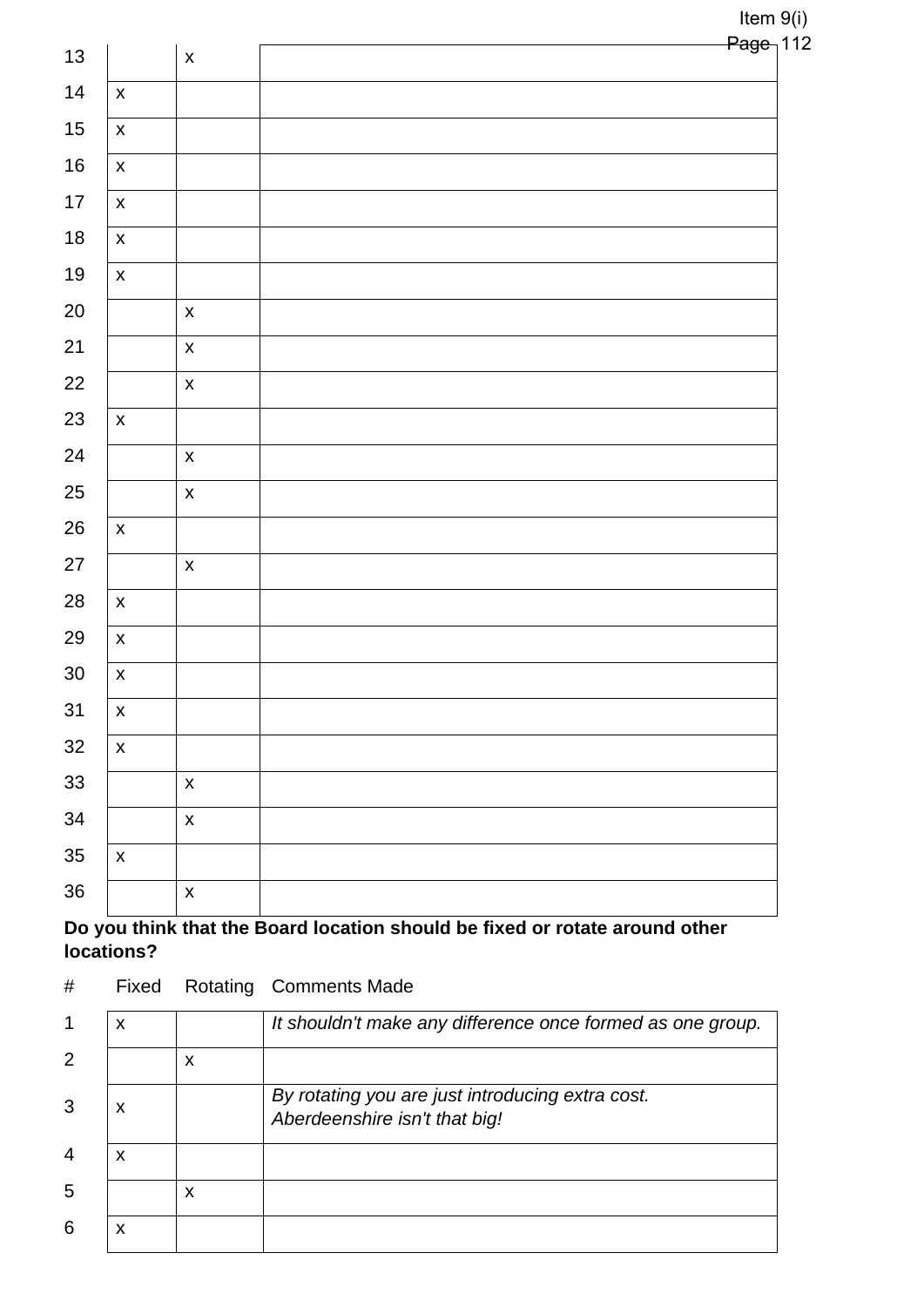| # | | | |
|---|---|---|---|
| 13 | | x | |
| 14 | x | | |
| 15 | x | | |
| 16 | x | | |
| 17 | x | | |
| 18 | x | | |
| 19 | x | | |
| 20 | | x | |
| 21 | | x | |
| 22 | | x | |
| 23 | x | | |
| 24 | | x | |
| 25 | | x | |
| 26 | x | | |
| 27 | | x | |
| 28 | x | | |
| 29 | x | | |
| 30 | x | | |
| 31 | x | | |
| 32 | x | | |
| 33 | | x | |
| 34 | | x | |
| 35 | x | | |
| 36 | | x | |

**Do you think that the Board location should be fixed or rotate around other locations?**

| # | Fixed | Rotating | Comments Made |
|---|---|---|---|
| 1 | x | | *It shouldn't make any difference once formed as one group.* |
| 2 | | x | |
| 3 | x | | *By rotating you are just introducing extra cost. Aberdeenshire isn't that big!* |
| 4 | x | | |
| 5 | | x | |
| 6 | x | | |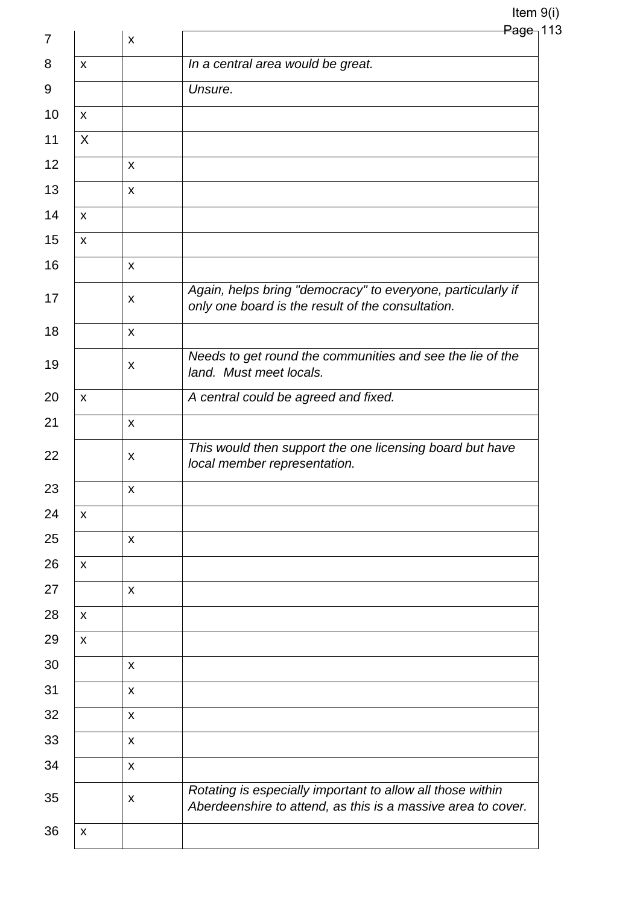| | | | |
|---|---|---|---|
| 7 | | x | |
| 8 | x | | *In a central area would be great.* |
| 9 | | | *Unsure.* |
| 10 | x | | |
| 11 | X | | |
| 12 | | x | |
| 13 | | x | |
| 14 | x | | |
| 15 | x | | |
| 16 | | x | |
| 17 | | x | *Again, helps bring "democracy" to everyone, particularly if only one board is the result of the consultation.* |
| 18 | | x | |
| 19 | | x | *Needs to get round the communities and see the lie of the land. Must meet locals.* |
| 20 | x | | *A central could be agreed and fixed.* |
| 21 | | x | |
| 22 | | x | *This would then support the one licensing board but have local member representation.* |
| 23 | | x | |
| 24 | x | | |
| 25 | | x | |
| 26 | x | | |
| 27 | | x | |
| 28 | x | | |
| 29 | x | | |
| 30 | | x | |
| 31 | | x | |
| 32 | | x | |
| 33 | | x | |
| 34 | | x | |
| 35 | | x | *Rotating is especially important to allow all those within Aberdeenshire to attend, as this is a massive area to cover.* |
| 36 | x | | |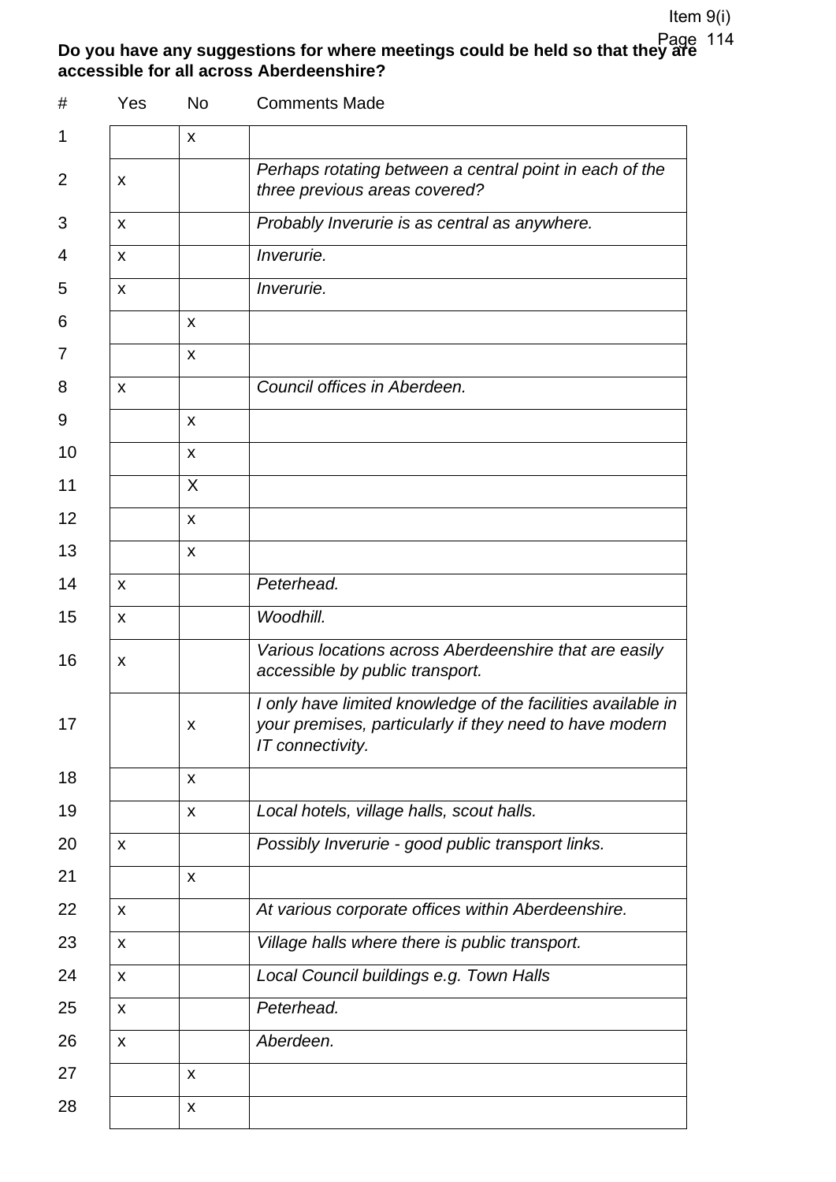**Do you have any suggestions for where meetings could be held so that they are accessible for all across Aberdeenshire?**

| # | Yes | No | Comments Made |
|---|---|---|---|
| 1 | | x | |
| 2 | x | | *Perhaps rotating between a central point in each of the three previous areas covered?* |
| 3 | x | | *Probably Inverurie is as central as anywhere.* |
| 4 | x | | *Inverurie.* |
| 5 | x | | *Inverurie.* |
| 6 | | x | |
| 7 | | x | |
| 8 | x | | *Council offices in Aberdeen.* |
| 9 | | x | |
| 10 | | x | |
| 11 | | X | |
| 12 | | x | |
| 13 | | x | |
| 14 | x | | *Peterhead.* |
| 15 | x | | *Woodhill.* |
| 16 | x | | *Various locations across Aberdeenshire that are easily accessible by public transport.* |
| 17 | | x | *I only have limited knowledge of the facilities available in your premises, particularly if they need to have modern IT connectivity.* |
| 18 | | x | |
| 19 | | x | *Local hotels, village halls, scout halls.* |
| 20 | x | | *Possibly Inverurie - good public transport links.* |
| 21 | | x | |
| 22 | x | | *At various corporate offices within Aberdeenshire.* |
| 23 | x | | *Village halls where there is public transport.* |
| 24 | x | | *Local Council buildings e.g. Town Halls* |
| 25 | x | | *Peterhead.* |
| 26 | x | | *Aberdeen.* |
| 27 | | x | |
| 28 | | x | |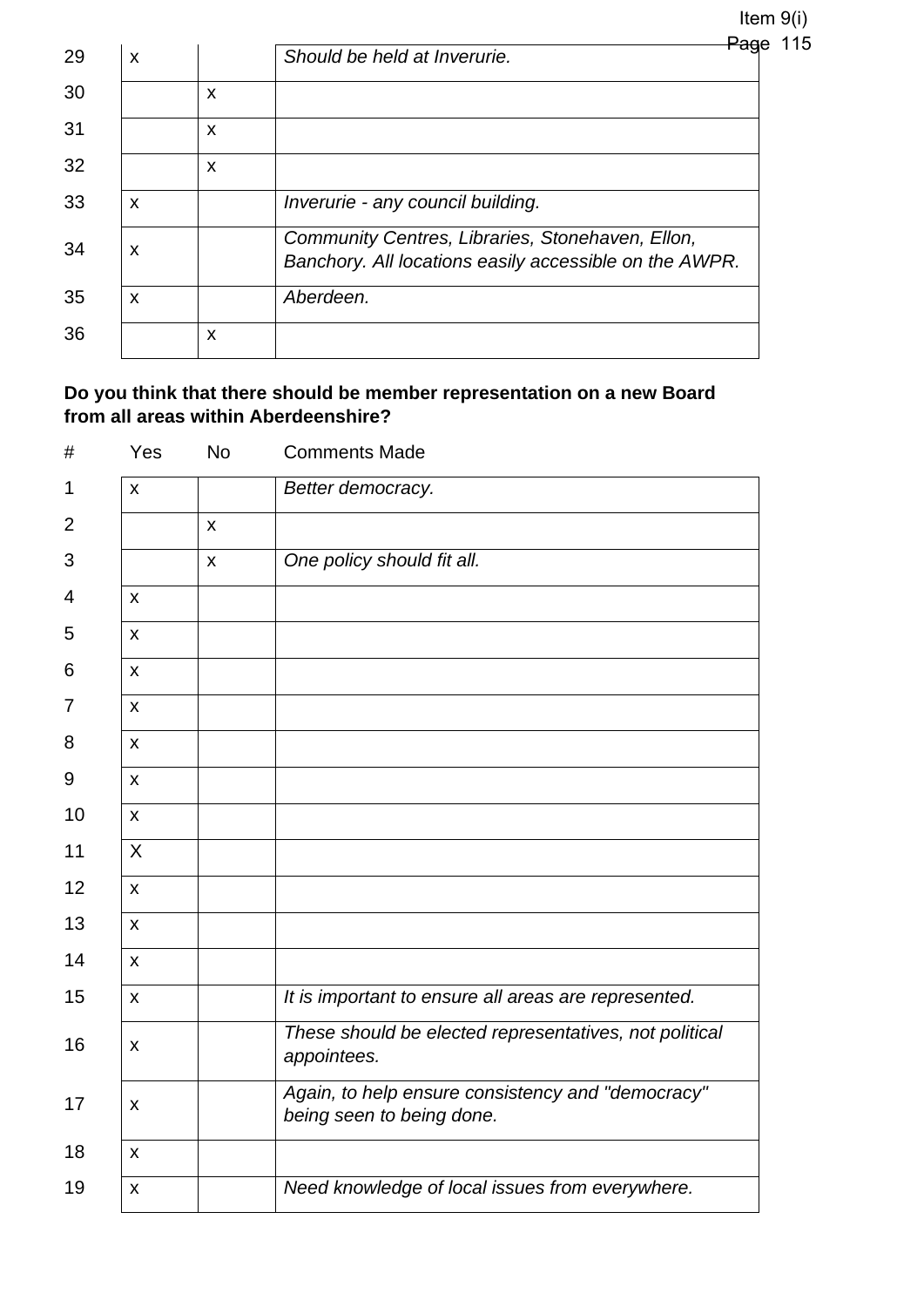| # | Yes | No | Comments Made |
|---|---|---|---|
| 29 | x | | *Should be held at Inverurie.* |
| 30 | | x | |
| 31 | | x | |
| 32 | | x | |
| 33 | x | | *Inverurie - any council building.* |
| 34 | x | | *Community Centres, Libraries, Stonehaven, Ellon, Banchory. All locations easily accessible on the AWPR.* |
| 35 | x | | *Aberdeen.* |
| 36 | | x | |

**Do you think that there should be member representation on a new Board from all areas within Aberdeenshire?**

| # | Yes | No | Comments Made |
|---|---|---|---|
| 1 | x | | *Better democracy.* |
| 2 | | x | |
| 3 | | x | *One policy should fit all.* |
| 4 | x | | |
| 5 | x | | |
| 6 | x | | |
| 7 | x | | |
| 8 | x | | |
| 9 | x | | |
| 10 | x | | |
| 11 | X | | |
| 12 | x | | |
| 13 | x | | |
| 14 | x | | |
| 15 | x | | *It is important to ensure all areas are represented.* |
| 16 | x | | *These should be elected representatives, not political appointees.* |
| 17 | x | | *Again, to help ensure consistency and "democracy" being seen to being done.* |
| 18 | x | | |
| 19 | x | | *Need knowledge of local issues from everywhere.* |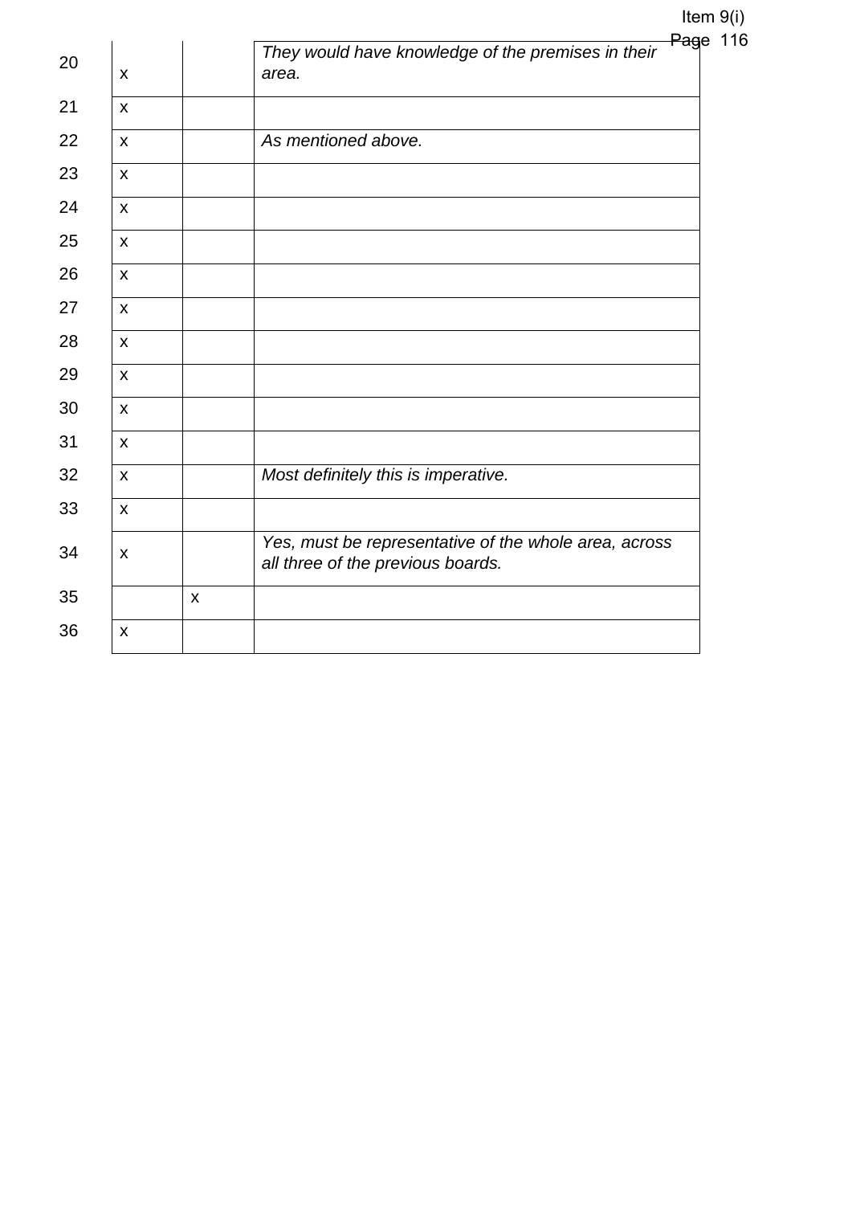| | | | |
|---|---|---|---|
| 20 | x | | *They would have knowledge of the premises in their area.* |
| 21 | x | | |
| 22 | x | | *As mentioned above.* |
| 23 | x | | |
| 24 | x | | |
| 25 | x | | |
| 26 | x | | |
| 27 | x | | |
| 28 | x | | |
| 29 | x | | |
| 30 | x | | |
| 31 | x | | |
| 32 | x | | *Most definitely this is imperative.* |
| 33 | x | | |
| 34 | x | | *Yes, must be representative of the whole area, across all three of the previous boards.* |
| 35 | | x | |
| 36 | x | | |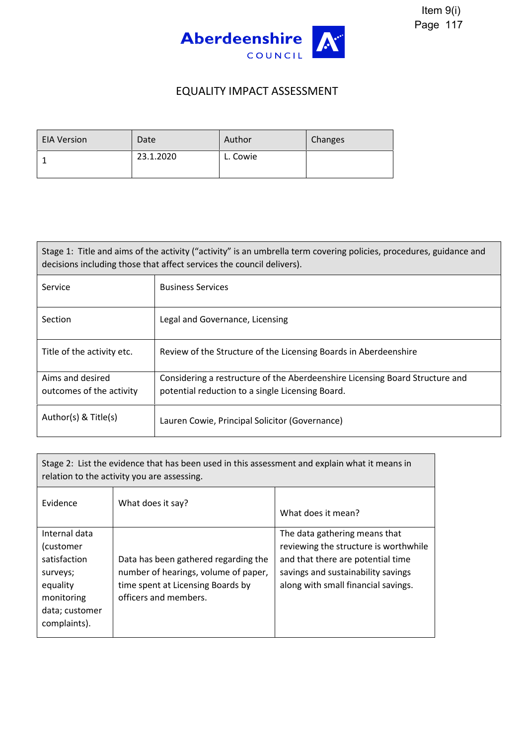Aberdeenshire COUNCIL

# EQUALITY IMPACT ASSESSMENT

| EIA Version | Date | Author | Changes |
|---|---|---|---|
| 1 | 23.1.2020 | L. Cowie | |

| Stage 1: Title and aims of the activity ("activity" is an umbrella term covering policies, procedures, guidance and decisions including those that affect services the council delivers). | |
|---|---|
| Service | Business Services |
| Section | Legal and Governance, Licensing |
| Title of the activity etc. | Review of the Structure of the Licensing Boards in Aberdeenshire |
| Aims and desired outcomes of the activity | Considering a restructure of the Aberdeenshire Licensing Board Structure and potential reduction to a single Licensing Board. |
| Author(s) & Title(s) | Lauren Cowie, Principal Solicitor (Governance) |

| Stage 2: List the evidence that has been used in this assessment and explain what it means in relation to the activity you are assessing. | | |
|---|---|---|
| Evidence | What does it say? | What does it mean? |
| Internal data (customer satisfaction surveys; equality monitoring data; customer complaints). | Data has been gathered regarding the number of hearings, volume of paper, time spent at Licensing Boards by officers and members. | The data gathering means that reviewing the structure is worthwhile and that there are potential time savings and sustainability savings along with small financial savings. |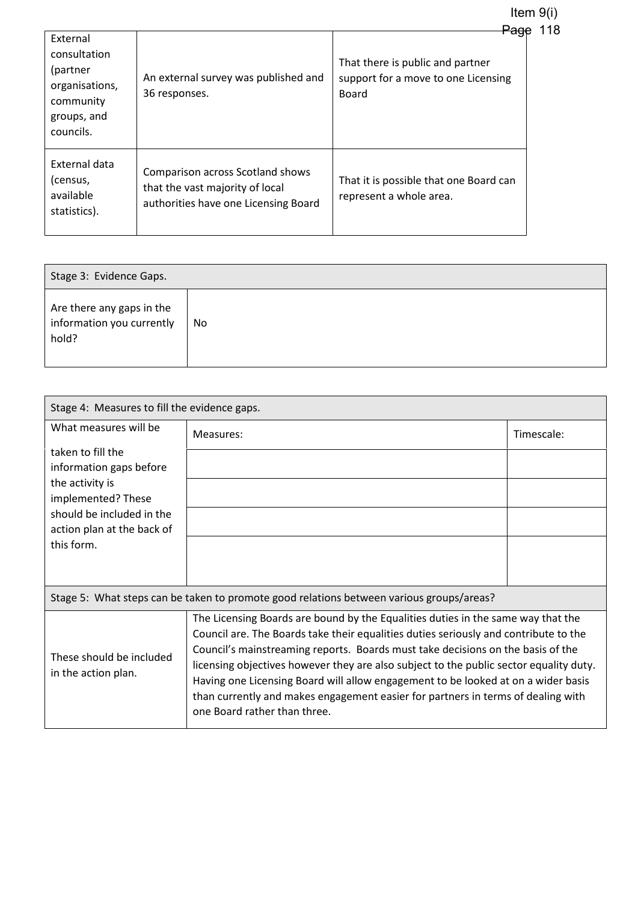| External consultation (partner organisations, community groups, and councils. | An external survey was published and 36 responses. | That there is public and partner support for a move to one Licensing Board |
|---|---|---|
| External data (census, available statistics). | Comparison across Scotland shows that the vast majority of local authorities have one Licensing Board | That it is possible that one Board can represent a whole area. |

| Stage 3: Evidence Gaps. | |
|---|---|
| Are there any gaps in the information you currently hold? | No |

| Stage 4: Measures to fill the evidence gaps. | | |
|---|---|---|
| What measures will be taken to fill the information gaps before the activity is implemented? These should be included in the action plan at the back of this form. | Measures: | Timescale: |
| | | |
| | | |
| | | |
| | | |

| Stage 5: What steps can be taken to promote good relations between various groups/areas? | |
|---|---|
| These should be included in the action plan. | The Licensing Boards are bound by the Equalities duties in the same way that the Council are. The Boards take their equalities duties seriously and contribute to the Council's mainstreaming reports. Boards must take decisions on the basis of the licensing objectives however they are also subject to the public sector equality duty. Having one Licensing Board will allow engagement to be looked at on a wider basis than currently and makes engagement easier for partners in terms of dealing with one Board rather than three. |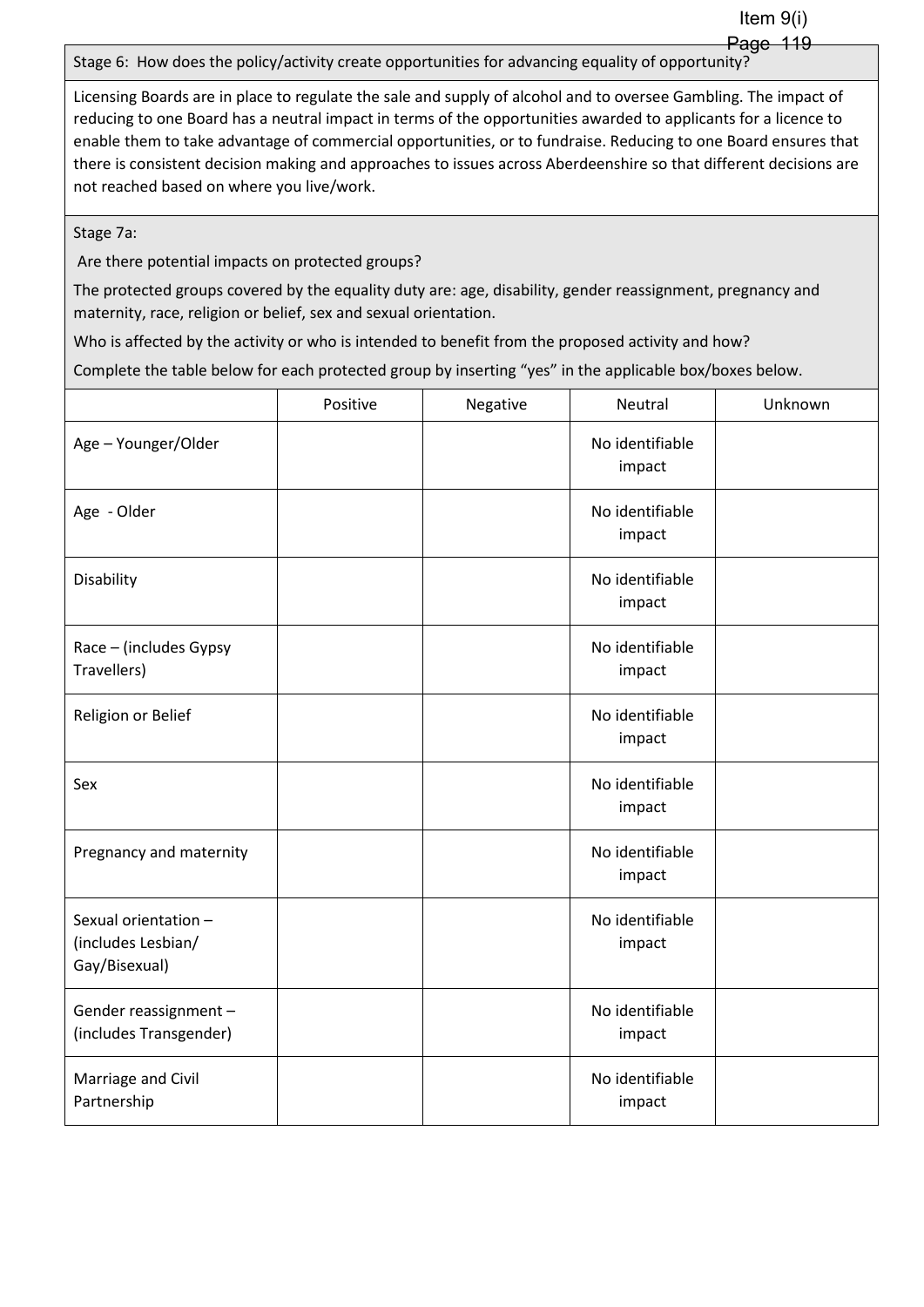Stage 6: How does the policy/activity create opportunities for advancing equality of opportunity?

Licensing Boards are in place to regulate the sale and supply of alcohol and to oversee Gambling. The impact of reducing to one Board has a neutral impact in terms of the opportunities awarded to applicants for a licence to enable them to take advantage of commercial opportunities, or to fundraise. Reducing to one Board ensures that there is consistent decision making and approaches to issues across Aberdeenshire so that different decisions are not reached based on where you live/work.

Stage 7a:

Are there potential impacts on protected groups?

The protected groups covered by the equality duty are: age, disability, gender reassignment, pregnancy and maternity, race, religion or belief, sex and sexual orientation.

Who is affected by the activity or who is intended to benefit from the proposed activity and how?

Complete the table below for each protected group by inserting "yes" in the applicable box/boxes below.

| | Positive | Negative | Neutral | Unknown |
|---|---|---|---|---|
| Age – Younger/Older | | | No identifiable impact | |
| Age - Older | | | No identifiable impact | |
| Disability | | | No identifiable impact | |
| Race – (includes Gypsy Travellers) | | | No identifiable impact | |
| Religion or Belief | | | No identifiable impact | |
| Sex | | | No identifiable impact | |
| Pregnancy and maternity | | | No identifiable impact | |
| Sexual orientation – (includes Lesbian/ Gay/Bisexual) | | | No identifiable impact | |
| Gender reassignment – (includes Transgender) | | | No identifiable impact | |
| Marriage and Civil Partnership | | | No identifiable impact | |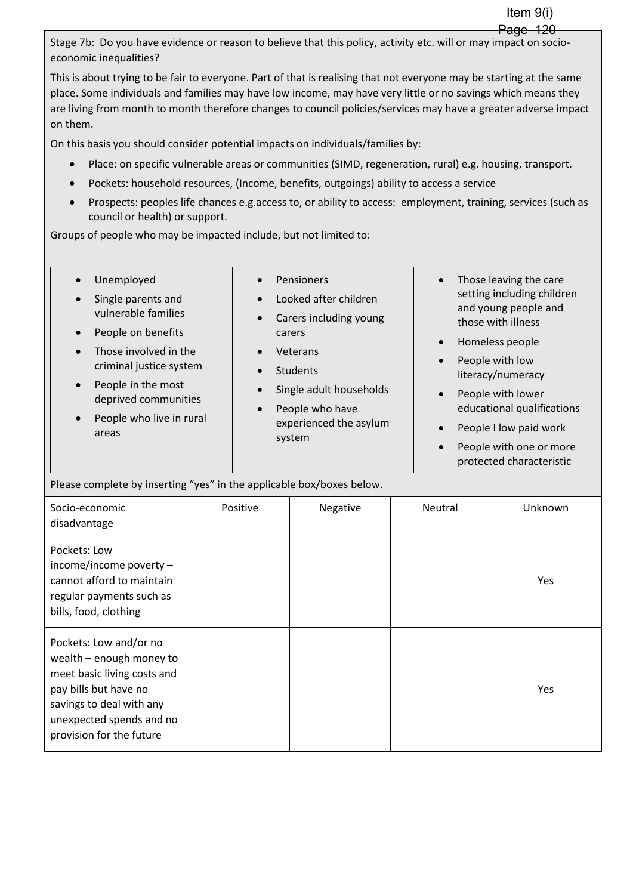Stage 7b: Do you have evidence or reason to believe that this policy, activity etc. will or may impact on socio-economic inequalities?

This is about trying to be fair to everyone. Part of that is realising that not everyone may be starting at the same place. Some individuals and families may have low income, may have very little or no savings which means they are living from month to month therefore changes to council policies/services may have a greater adverse impact on them.

On this basis you should consider potential impacts on individuals/families by:

- Place: on specific vulnerable areas or communities (SIMD, regeneration, rural) e.g. housing, transport.
- Pockets: household resources, (Income, benefits, outgoings) ability to access a service
- Prospects: peoples life chances e.g.access to, or ability to access: employment, training, services (such as council or health) or support.

Groups of people who may be impacted include, but not limited to:

- Unemployed
- Single parents and vulnerable families
- People on benefits
- Those involved in the criminal justice system
- People in the most deprived communities
- People who live in rural areas
- Pensioners
- Looked after children
- Carers including young carers
- Veterans
- Students
- Single adult households
- People who have experienced the asylum system
- Those leaving the care setting including children and young people and those with illness
- Homeless people
- People with low literacy/numeracy
- People with lower educational qualifications
- People I low paid work
- People with one or more protected characteristic

Please complete by inserting "yes" in the applicable box/boxes below.

| Socio-economic disadvantage | Positive | Negative | Neutral | Unknown |
|---|---|---|---|---|
| Pockets: Low income/income poverty – cannot afford to maintain regular payments such as bills, food, clothing | | | | Yes |
| Pockets: Low and/or no wealth – enough money to meet basic living costs and pay bills but have no savings to deal with any unexpected spends and no provision for the future | | | | Yes |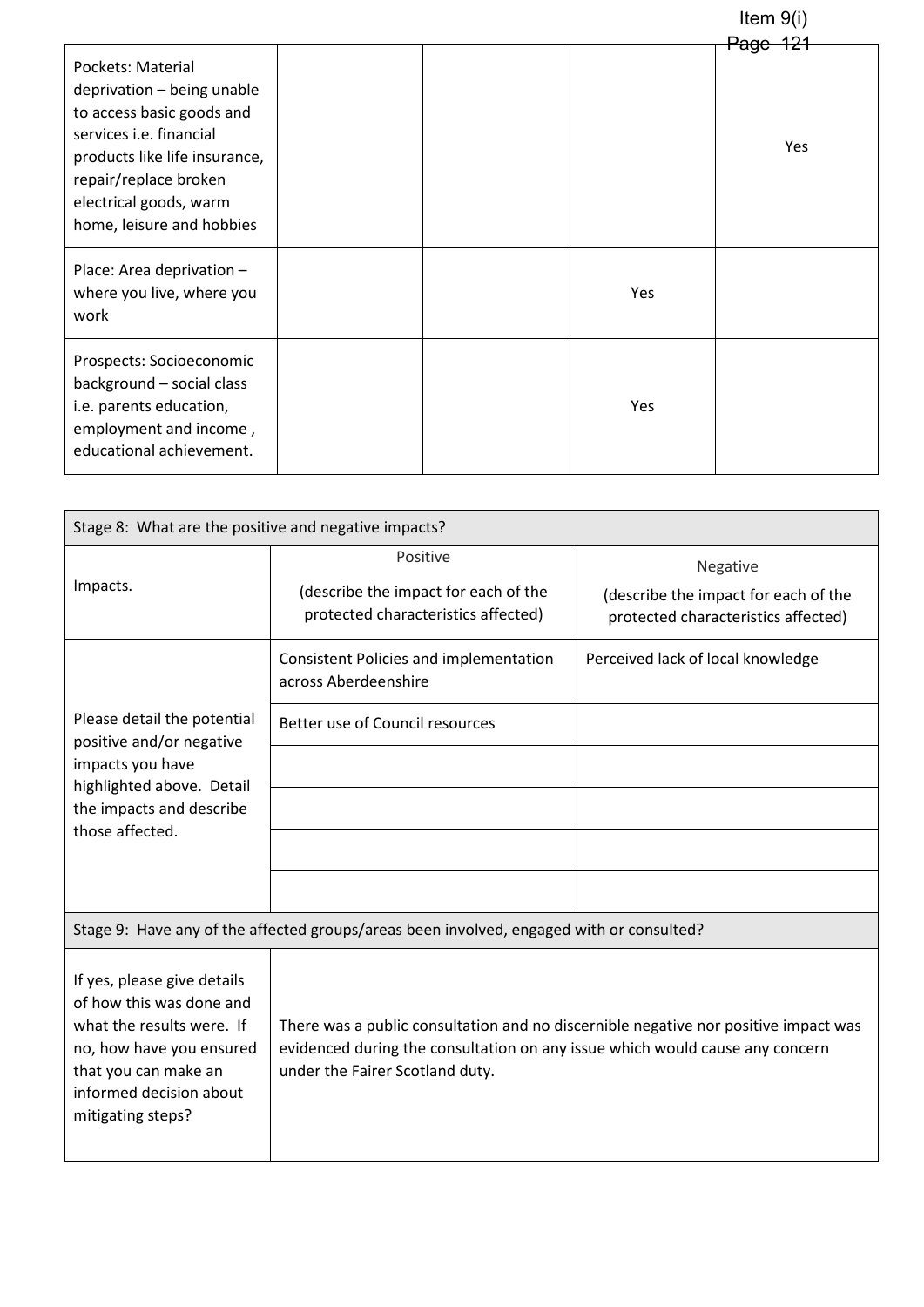| | | | | |
|---|---|---|---|---|
| Pockets: Material deprivation – being unable to access basic goods and services i.e. financial products like life insurance, repair/replace broken electrical goods, warm home, leisure and hobbies | | | | Yes |
| Place: Area deprivation – where you live, where you work | | | Yes | |
| Prospects: Socioeconomic background – social class i.e. parents education, employment and income , educational achievement. | | | Yes | |

| Stage 8: What are the positive and negative impacts? | | |
|---|---|---|
| Impacts. | Positive<br><br>(describe the impact for each of the protected characteristics affected) | Negative<br><br>(describe the impact for each of the protected characteristics affected) |
| Please detail the potential positive and/or negative impacts you have highlighted above. Detail the impacts and describe those affected. | Consistent Policies and implementation across Aberdeenshire | Perceived lack of local knowledge |
| | Better use of Council resources | |
| | | |
| | | |
| | | |
| | | |

| Stage 9: Have any of the affected groups/areas been involved, engaged with or consulted? | |
|---|---|
| If yes, please give details of how this was done and what the results were. If no, how have you ensured that you can make an informed decision about mitigating steps? | There was a public consultation and no discernible negative nor positive impact was evidenced during the consultation on any issue which would cause any concern under the Fairer Scotland duty. |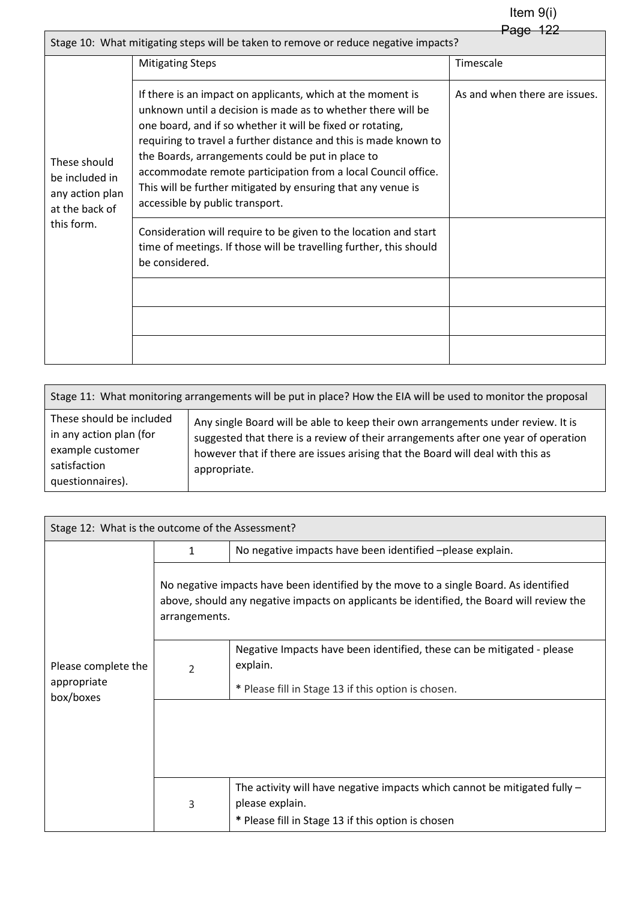| Stage 10: What mitigating steps will be taken to remove or reduce negative impacts? | | |
|---|---|---|
| | Mitigating Steps | Timescale |
| These should be included in any action plan at the back of this form. | If there is an impact on applicants, which at the moment is unknown until a decision is made as to whether there will be one board, and if so whether it will be fixed or rotating, requiring to travel a further distance and this is made known to the Boards, arrangements could be put in place to accommodate remote participation from a local Council office. This will be further mitigated by ensuring that any venue is accessible by public transport. | As and when there are issues. |
| | Consideration will require to be given to the location and start time of meetings. If those will be travelling further, this should be considered. | |
| | | |
| | | |
| | | |

| Stage 11: What monitoring arrangements will be put in place? How the EIA will be used to monitor the proposal | |
|---|---|
| These should be included in any action plan (for example customer satisfaction questionnaires). | Any single Board will be able to keep their own arrangements under review. It is suggested that there is a review of their arrangements after one year of operation however that if there are issues arising that the Board will deal with this as appropriate. |

| Stage 12: What is the outcome of the Assessment? | | |
|---|---|---|
| Please complete the appropriate box/boxes | 1 | No negative impacts have been identified –please explain. |
| | No negative impacts have been identified by the move to a single Board. As identified above, should any negative impacts on applicants be identified, the Board will review the arrangements. | |
| | 2 | Negative Impacts have been identified, these can be mitigated - please explain.<br>* Please fill in Stage 13 if this option is chosen. |
| | | |
| | 3 | The activity will have negative impacts which cannot be mitigated fully – please explain.<br>* Please fill in Stage 13 if this option is chosen |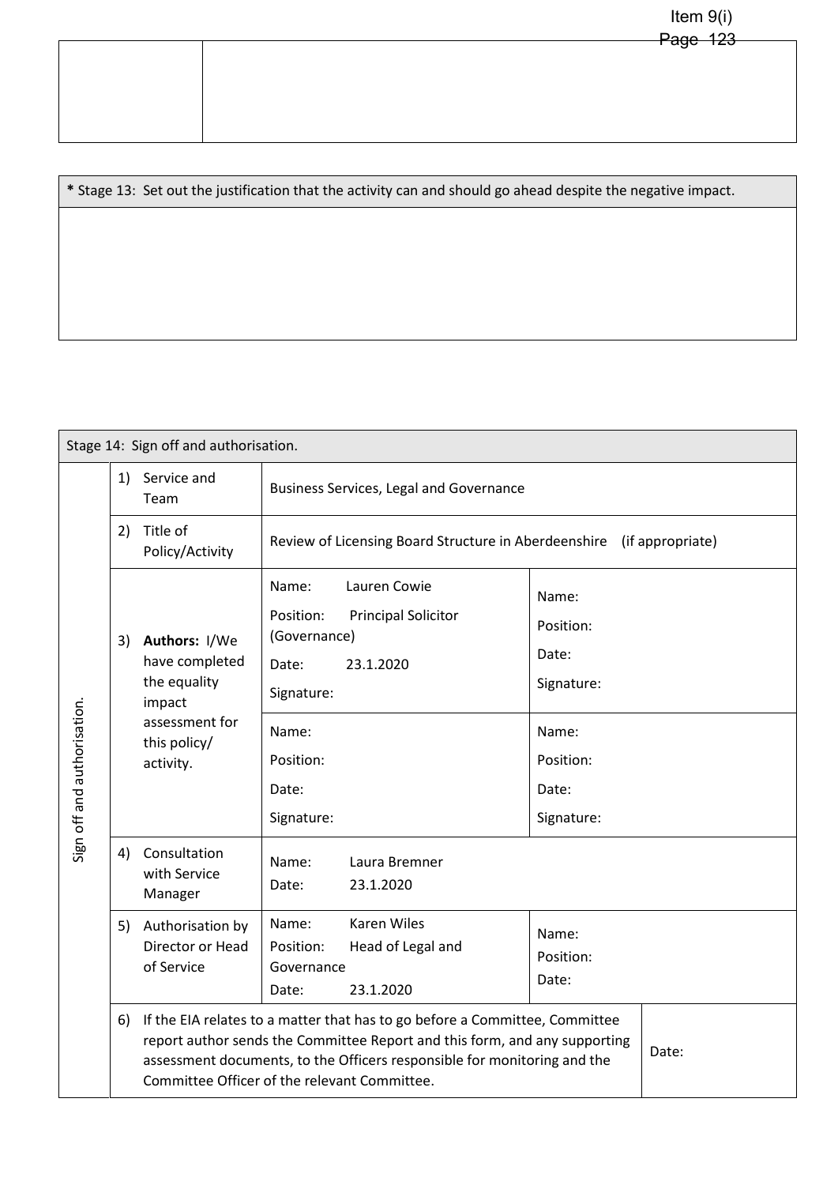| | |
|---|---|
| | |

| **\*** Stage 13: Set out the justification that the activity can and should go ahead despite the negative impact. |
|---|
| |

| Stage 14: Sign off and authorisation. | | | |
|---|---|---|---|
| Sign off and authorisation. | 1) Service and Team | Business Services, Legal and Governance | |
| | 2) Title of Policy/Activity | Review of Licensing Board Structure in Aberdeenshire (if appropriate) | |
| | 3) **Authors:** I/We have completed the equality impact assessment for this policy/ activity. | Name: Lauren Cowie<br>Position: Principal Solicitor (Governance)<br>Date: 23.1.2020<br>Signature: | Name:<br>Position:<br>Date:<br>Signature: |
| | | Name:<br>Position:<br>Date:<br>Signature: | Name:<br>Position:<br>Date:<br>Signature: |
| | 4) Consultation with Service Manager | Name: Laura Bremner<br>Date: 23.1.2020 | |
| | 5) Authorisation by Director or Head of Service | Name: Karen Wiles<br>Position: Head of Legal and Governance<br>Date: 23.1.2020 | Name:<br>Position:<br>Date: |
| | 6) If the EIA relates to a matter that has to go before a Committee, Committee report author sends the Committee Report and this form, and any supporting assessment documents, to the Officers responsible for monitoring and the Committee Officer of the relevant Committee. | | Date: |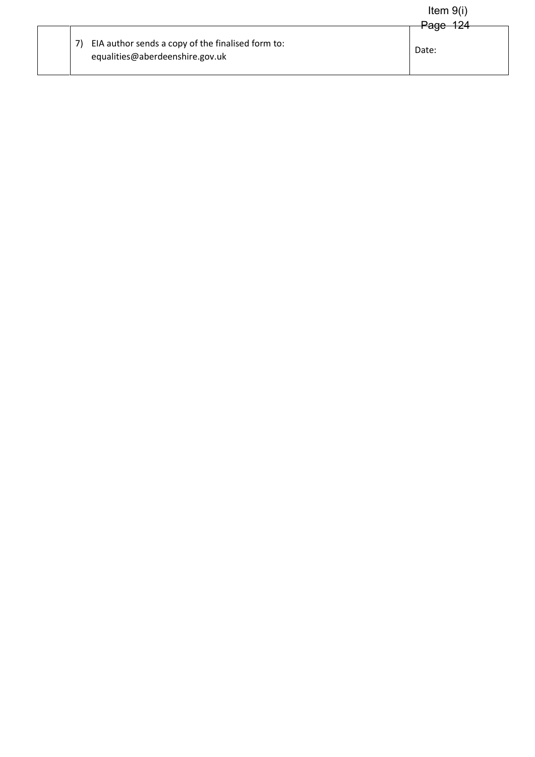| | 7) EIA author sends a copy of the finalised form to: equalities@aberdeenshire.gov.uk | Date: |
|---|---|---|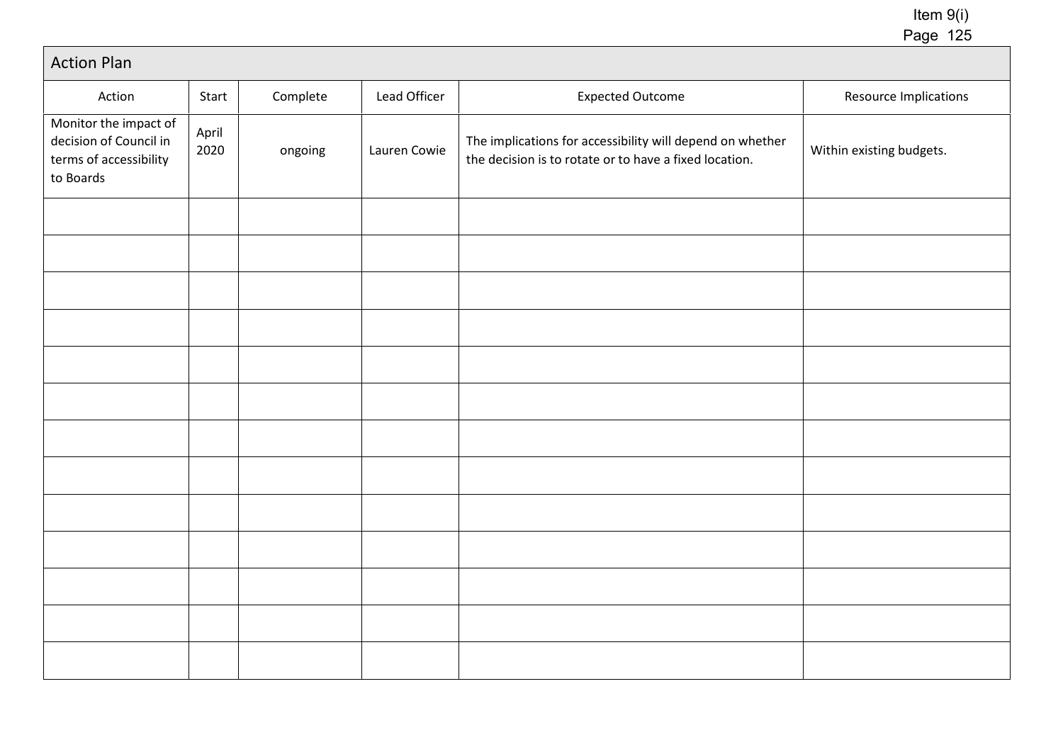| Action Plan | | | | | |
|---|---|---|---|---|---|
| Action | Start | Complete | Lead Officer | Expected Outcome | Resource Implications |
| Monitor the impact of decision of Council in terms of accessibility to Boards | April 2020 | ongoing | Lauren Cowie | The implications for accessibility will depend on whether the decision is to rotate or to have a fixed location. | Within existing budgets. |
| | | | | | |
| | | | | | |
| | | | | | |
| | | | | | |
| | | | | | |
| | | | | | |
| | | | | | |
| | | | | | |
| | | | | | |
| | | | | | |
| | | | | | |
| | | | | | |
| | | | | | |